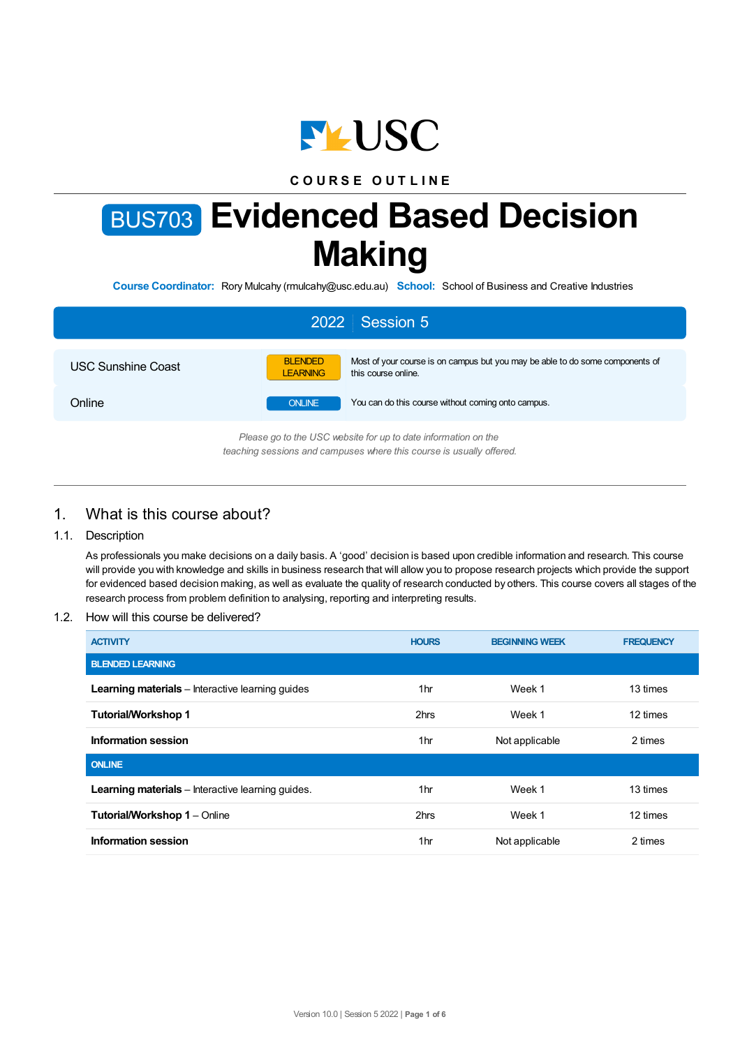COURSE OUTLINE

# BUS703 Evidenced Based Decision Making

**Course Coordinator:** Rory Mulcahy (rmulcahy@usc.edu.au) **School:** School of Business and Creative Industries

## 2022 | Session 5

| | | |
|---|---|---|
| USC Sunshine Coast | BLENDED LEARNING | Most of your course is on campus but you may be able to do some components of this course online. |
| Online | ONLINE | You can do this course without coming onto campus. |

*Please go to the USC website for up to date information on the teaching sessions and campuses where this course is usually offered.*

## 1. What is this course about?

### 1.1. Description

As professionals you make decisions on a daily basis. A 'good' decision is based upon credible information and research. This course will provide you with knowledge and skills in business research that will allow you to propose research projects which provide the support for evidenced based decision making, as well as evaluate the quality of research conducted by others. This course covers all stages of the research process from problem definition to analysing, reporting and interpreting results.

### 1.2. How will this course be delivered?

| ACTIVITY | HOURS | BEGINNING WEEK | FREQUENCY |
|---|---|---|---|
| **BLENDED LEARNING** | | | |
| **Learning materials** – Interactive learning guides | 1hr | Week 1 | 13 times |
| **Tutorial/Workshop 1** | 2hrs | Week 1 | 12 times |
| **Information session** | 1hr | Not applicable | 2 times |
| **ONLINE** | | | |
| **Learning materials** – Interactive learning guides. | 1hr | Week 1 | 13 times |
| **Tutorial/Workshop 1** – Online | 2hrs | Week 1 | 12 times |
| **Information session** | 1hr | Not applicable | 2 times |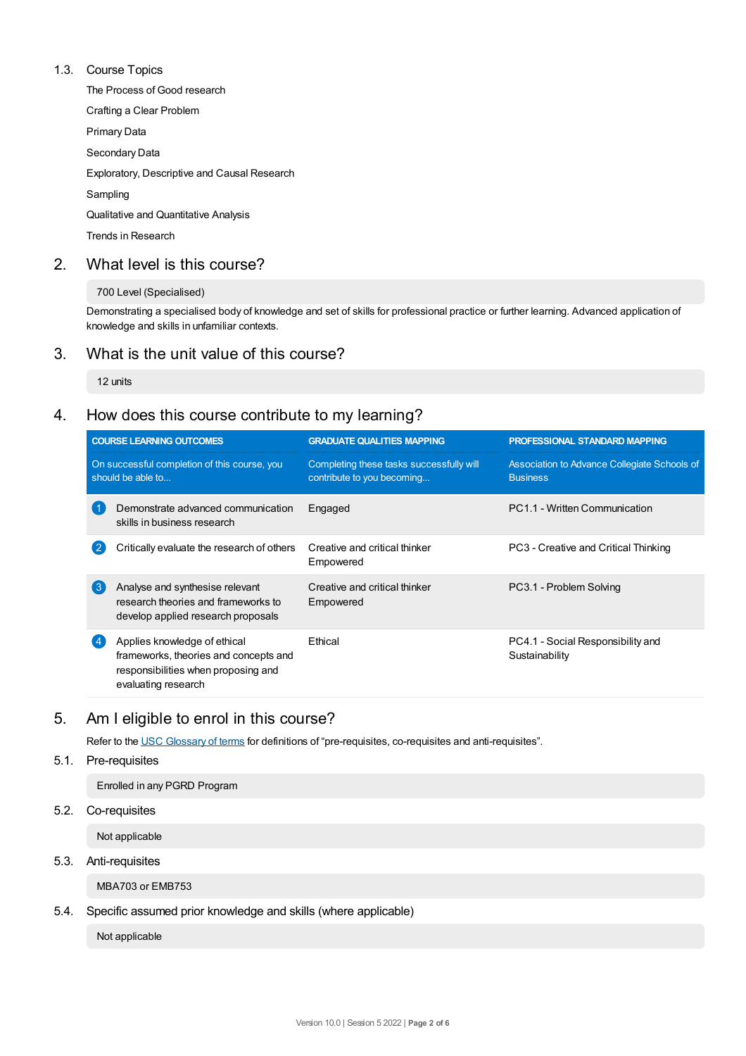### 1.3. Course Topics

The Process of Good research

Crafting a Clear Problem

Primary Data

Secondary Data

Exploratory, Descriptive and Causal Research

Sampling

Qualitative and Quantitative Analysis

Trends in Research

## 2. What level is this course?

700 Level (Specialised)

Demonstrating a specialised body of knowledge and set of skills for professional practice or further learning. Advanced application of knowledge and skills in unfamiliar contexts.

## 3. What is the unit value of this course?

12 units

## 4. How does this course contribute to my learning?

| COURSE LEARNING OUTCOMES | GRADUATE QUALITIES MAPPING | PROFESSIONAL STANDARD MAPPING |
|---|---|---|
| On successful completion of this course, you should be able to... | Completing these tasks successfully will contribute to you becoming... | Association to Advance Collegiate Schools of Business |
| 1 Demonstrate advanced communication skills in business research | Engaged | PC1.1 - Written Communication |
| 2 Critically evaluate the research of others | Creative and critical thinker<br>Empowered | PC3 - Creative and Critical Thinking |
| 3 Analyse and synthesise relevant research theories and frameworks to develop applied research proposals | Creative and critical thinker<br>Empowered | PC3.1 - Problem Solving |
| 4 Applies knowledge of ethical frameworks, theories and concepts and responsibilities when proposing and evaluating research | Ethical | PC4.1 - Social Responsibility and Sustainability |

## 5. Am I eligible to enrol in this course?

Refer to the USC Glossary of terms for definitions of "pre-requisites, co-requisites and anti-requisites".

### 5.1. Pre-requisites

Enrolled in any PGRD Program

### 5.2. Co-requisites

Not applicable

### 5.3. Anti-requisites

MBA703 or EMB753

### 5.4. Specific assumed prior knowledge and skills (where applicable)

Not applicable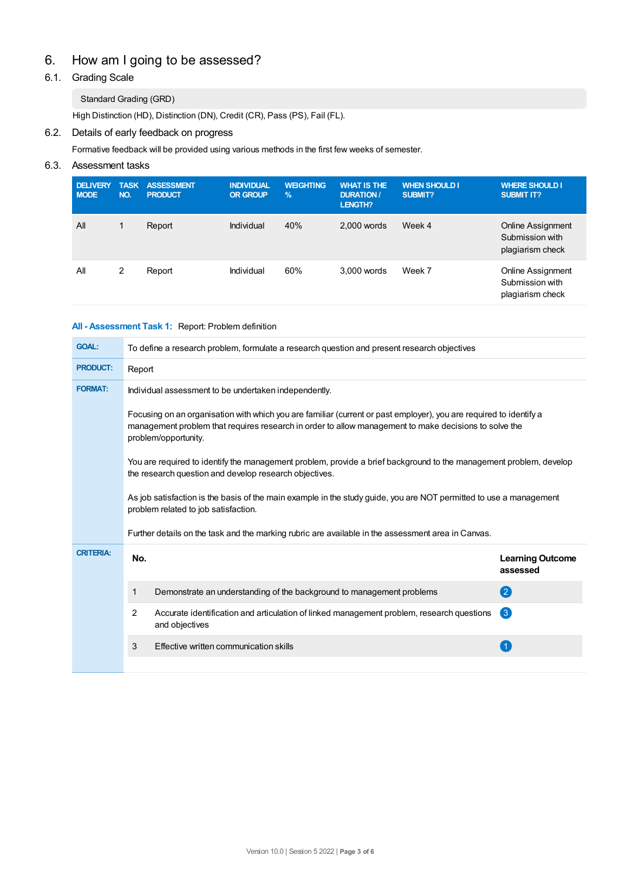# 6. How am I going to be assessed?

## 6.1. Grading Scale

Standard Grading (GRD)

High Distinction (HD), Distinction (DN), Credit (CR), Pass (PS), Fail (FL).

## 6.2. Details of early feedback on progress

Formative feedback will be provided using various methods in the first few weeks of semester.

## 6.3. Assessment tasks

| DELIVERY MODE | TASK NO. | ASSESSMENT PRODUCT | INDIVIDUAL OR GROUP | WEIGHTING % | WHAT IS THE DURATION / LENGTH? | WHEN SHOULD I SUBMIT? | WHERE SHOULD I SUBMIT IT? |
|---|---|---|---|---|---|---|---|
| All | 1 | Report | Individual | 40% | 2,000 words | Week 4 | Online Assignment Submission with plagiarism check |
| All | 2 | Report | Individual | 60% | 3,000 words | Week 7 | Online Assignment Submission with plagiarism check |

### All - Assessment Task 1: Report: Problem definition

**GOAL:** To define a research problem, formulate a research question and present research objectives

**PRODUCT:** Report

**FORMAT:** Individual assessment to be undertaken independently.

Focusing on an organisation with which you are familiar (current or past employer), you are required to identify a management problem that requires research in order to allow management to make decisions to solve the problem/opportunity.

You are required to identify the management problem, provide a brief background to the management problem, develop the research question and develop research objectives.

As job satisfaction is the basis of the main example in the study guide, you are NOT permitted to use a management problem related to job satisfaction.

Further details on the task and the marking rubric are available in the assessment area in Canvas.

**CRITERIA:**

| No. | | Learning Outcome assessed |
|---|---|---|
| 1 | Demonstrate an understanding of the background to management problems | 2 |
| 2 | Accurate identification and articulation of linked management problem, research questions and objectives | 3 |
| 3 | Effective written communication skills | 1 |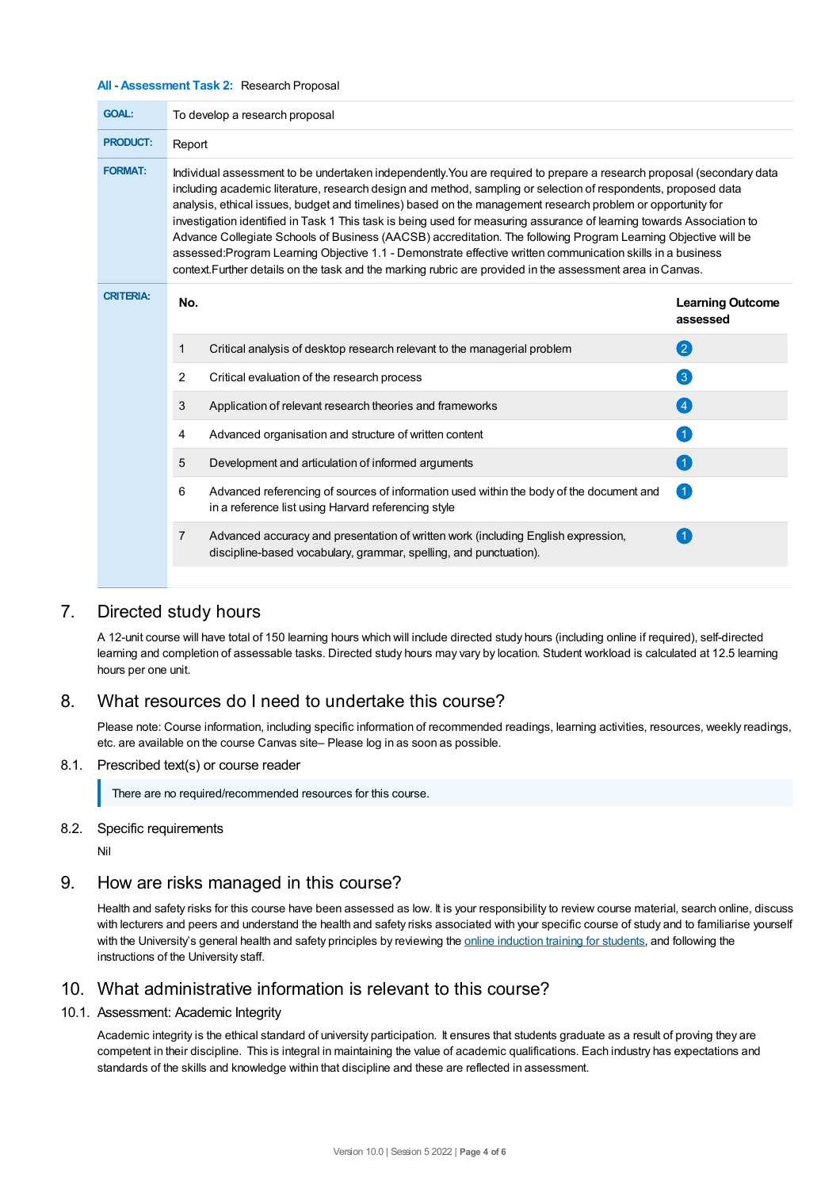**All - Assessment Task 2:** Research Proposal

| | |
|---|---|
| **GOAL:** | To develop a research proposal |
| **PRODUCT:** | Report |
| **FORMAT:** | Individual assessment to be undertaken independently.You are required to prepare a research proposal (secondary data including academic literature, research design and method, sampling or selection of respondents, proposed data analysis, ethical issues, budget and timelines) based on the management research problem or opportunity for investigation identified in Task 1 This task is being used for measuring assurance of learning towards Association to Advance Collegiate Schools of Business (AACSB) accreditation. The following Program Learning Objective will be assessed:Program Learning Objective 1.1 - Demonstrate effective written communication skills in a business context.Further details on the task and the marking rubric are provided in the assessment area in Canvas. |

**CRITERIA:**

| No. | | Learning Outcome assessed |
|---|---|---|
| 1 | Critical analysis of desktop research relevant to the managerial problem | 2 |
| 2 | Critical evaluation of the research process | 3 |
| 3 | Application of relevant research theories and frameworks | 4 |
| 4 | Advanced organisation and structure of written content | 1 |
| 5 | Development and articulation of informed arguments | 1 |
| 6 | Advanced referencing of sources of information used within the body of the document and in a reference list using Harvard referencing style | 1 |
| 7 | Advanced accuracy and presentation of written work (including English expression, discipline-based vocabulary, grammar, spelling, and punctuation). | 1 |

## 7. Directed study hours

A 12-unit course will have total of 150 learning hours which will include directed study hours (including online if required), self-directed learning and completion of assessable tasks. Directed study hours may vary by location. Student workload is calculated at 12.5 learning hours per one unit.

## 8. What resources do I need to undertake this course?

Please note: Course information, including specific information of recommended readings, learning activities, resources, weekly readings, etc. are available on the course Canvas site– Please log in as soon as possible.

### 8.1. Prescribed text(s) or course reader

> There are no required/recommended resources for this course.

### 8.2. Specific requirements

Nil

## 9. How are risks managed in this course?

Health and safety risks for this course have been assessed as low. It is your responsibility to review course material, search online, discuss with lecturers and peers and understand the health and safety risks associated with your specific course of study and to familiarise yourself with the University's general health and safety principles by reviewing the online induction training for students, and following the instructions of the University staff.

## 10. What administrative information is relevant to this course?

### 10.1. Assessment: Academic Integrity

Academic integrity is the ethical standard of university participation. It ensures that students graduate as a result of proving they are competent in their discipline. This is integral in maintaining the value of academic qualifications. Each industry has expectations and standards of the skills and knowledge within that discipline and these are reflected in assessment.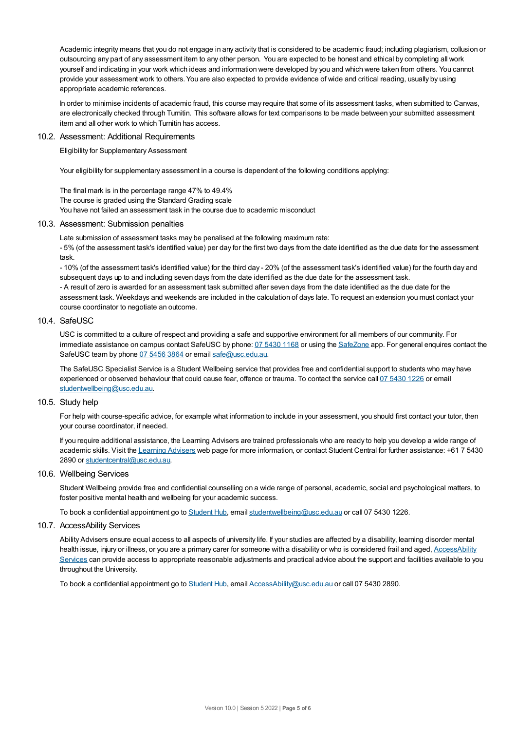Academic integrity means that you do not engage in any activity that is considered to be academic fraud; including plagiarism, collusion or outsourcing any part of any assessment item to any other person. You are expected to be honest and ethical by completing all work yourself and indicating in your work which ideas and information were developed by you and which were taken from others. You cannot provide your assessment work to others. You are also expected to provide evidence of wide and critical reading, usually by using appropriate academic references.

In order to minimise incidents of academic fraud, this course may require that some of its assessment tasks, when submitted to Canvas, are electronically checked through Turnitin. This software allows for text comparisons to be made between your submitted assessment item and all other work to which Turnitin has access.

### 10.2. Assessment: Additional Requirements

Eligibility for Supplementary Assessment

Your eligibility for supplementary assessment in a course is dependent of the following conditions applying:

The final mark is in the percentage range 47% to 49.4%
The course is graded using the Standard Grading scale
You have not failed an assessment task in the course due to academic misconduct

### 10.3. Assessment: Submission penalties

Late submission of assessment tasks may be penalised at the following maximum rate:
- 5% (of the assessment task's identified value) per day for the first two days from the date identified as the due date for the assessment task.
- 10% (of the assessment task's identified value) for the third day - 20% (of the assessment task's identified value) for the fourth day and subsequent days up to and including seven days from the date identified as the due date for the assessment task.
- A result of zero is awarded for an assessment task submitted after seven days from the date identified as the due date for the assessment task. Weekdays and weekends are included in the calculation of days late. To request an extension you must contact your course coordinator to negotiate an outcome.

### 10.4. SafeUSC

USC is committed to a culture of respect and providing a safe and supportive environment for all members of our community. For immediate assistance on campus contact SafeUSC by phone: 07 5430 1168 or using the SafeZone app. For general enquires contact the SafeUSC team by phone 07 5456 3864 or email safe@usc.edu.au.

The SafeUSC Specialist Service is a Student Wellbeing service that provides free and confidential support to students who may have experienced or observed behaviour that could cause fear, offence or trauma. To contact the service call 07 5430 1226 or email studentwellbeing@usc.edu.au.

### 10.5. Study help

For help with course-specific advice, for example what information to include in your assessment, you should first contact your tutor, then your course coordinator, if needed.

If you require additional assistance, the Learning Advisers are trained professionals who are ready to help you develop a wide range of academic skills. Visit the Learning Advisers web page for more information, or contact Student Central for further assistance: +61 7 5430 2890 or studentcentral@usc.edu.au.

### 10.6. Wellbeing Services

Student Wellbeing provide free and confidential counselling on a wide range of personal, academic, social and psychological matters, to foster positive mental health and wellbeing for your academic success.

To book a confidential appointment go to Student Hub, email studentwellbeing@usc.edu.au or call 07 5430 1226.

### 10.7. AccessAbility Services

Ability Advisers ensure equal access to all aspects of university life. If your studies are affected by a disability, learning disorder mental health issue, injury or illness, or you are a primary carer for someone with a disability or who is considered frail and aged, AccessAbility Services can provide access to appropriate reasonable adjustments and practical advice about the support and facilities available to you throughout the University.

To book a confidential appointment go to Student Hub, email AccessAbility@usc.edu.au or call 07 5430 2890.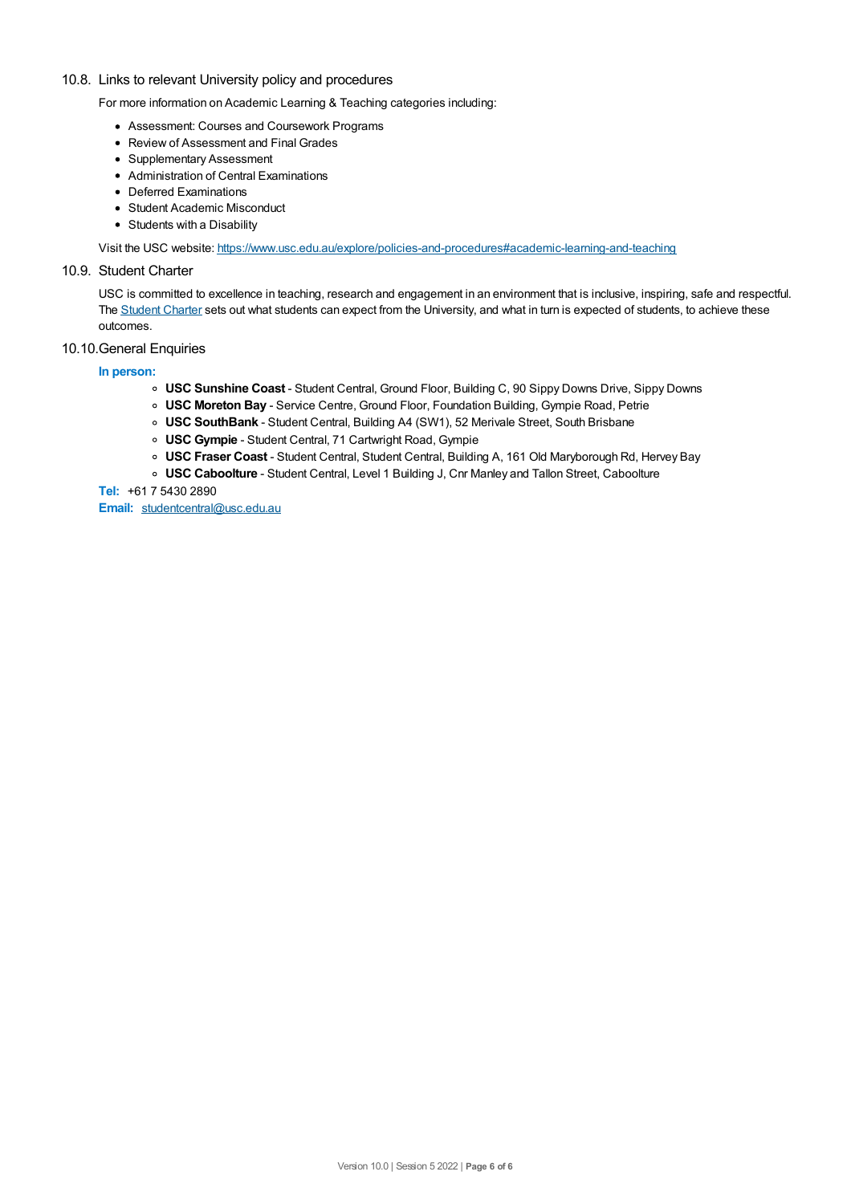### 10.8. Links to relevant University policy and procedures

For more information on Academic Learning & Teaching categories including:

- Assessment: Courses and Coursework Programs
- Review of Assessment and Final Grades
- Supplementary Assessment
- Administration of Central Examinations
- Deferred Examinations
- Student Academic Misconduct
- Students with a Disability

Visit the USC website: [https://www.usc.edu.au/explore/policies-and-procedures#academic-learning-and-teaching](https://www.usc.edu.au/explore/policies-and-procedures#academic-learning-and-teaching)

### 10.9. Student Charter

USC is committed to excellence in teaching, research and engagement in an environment that is inclusive, inspiring, safe and respectful. The [Student Charter](#) sets out what students can expect from the University, and what in turn is expected of students, to achieve these outcomes.

### 10.10. General Enquiries

**In person:**

- **USC Sunshine Coast** - Student Central, Ground Floor, Building C, 90 Sippy Downs Drive, Sippy Downs
- **USC Moreton Bay** - Service Centre, Ground Floor, Foundation Building, Gympie Road, Petrie
- **USC SouthBank** - Student Central, Building A4 (SW1), 52 Merivale Street, South Brisbane
- **USC Gympie** - Student Central, 71 Cartwright Road, Gympie
- **USC Fraser Coast** - Student Central, Student Central, Building A, 161 Old Maryborough Rd, Hervey Bay
- **USC Caboolture** - Student Central, Level 1 Building J, Cnr Manley and Tallon Street, Caboolture

**Tel:** +61 7 5430 2890

**Email:** [studentcentral@usc.edu.au](mailto:studentcentral@usc.edu.au)